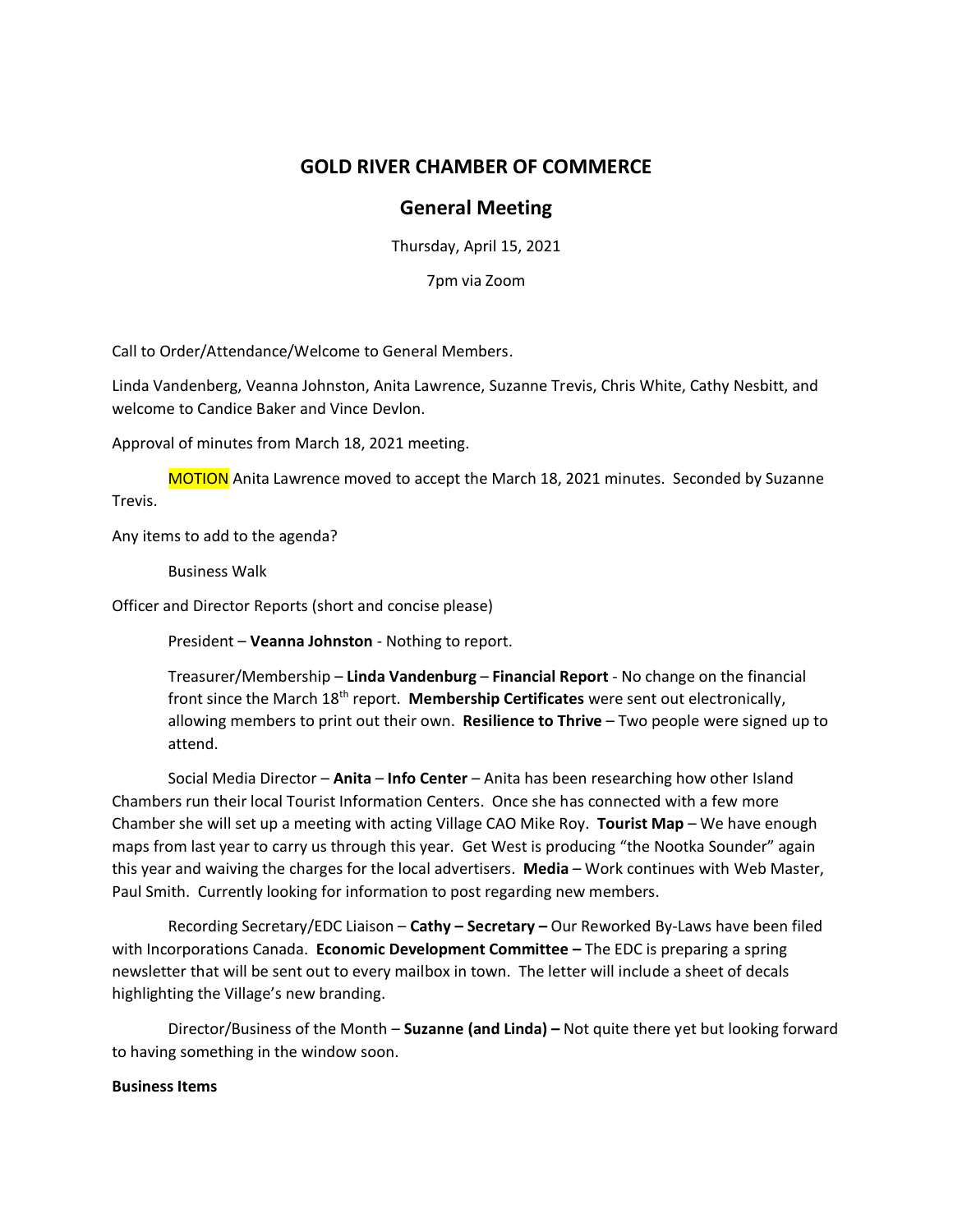# GOLD RIVER CHAMBER OF COMMERCE

## General Meeting

Thursday, April 15, 2021

7pm via Zoom

Call to Order/Attendance/Welcome to General Members.

Linda Vandenberg, Veanna Johnston, Anita Lawrence, Suzanne Trevis, Chris White, Cathy Nesbitt, and welcome to Candice Baker and Vince Devlon.

Approval of minutes from March 18, 2021 meeting.

MOTION Anita Lawrence moved to accept the March 18, 2021 minutes. Seconded by Suzanne Trevis.

Any items to add to the agenda?

Business Walk

Officer and Director Reports (short and concise please)

President – **Veanna Johnston** - Nothing to report.

Treasurer/Membership – **Linda Vandenburg** – **Financial Report** - No change on the financial front since the March 18th report. **Membership Certificates** were sent out electronically, allowing members to print out their own. **Resilience to Thrive** – Two people were signed up to attend.

Social Media Director – **Anita** – **Info Center** – Anita has been researching how other Island Chambers run their local Tourist Information Centers. Once she has connected with a few more Chamber she will set up a meeting with acting Village CAO Mike Roy. **Tourist Map** – We have enough maps from last year to carry us through this year. Get West is producing "the Nootka Sounder" again this year and waiving the charges for the local advertisers. **Media** – Work continues with Web Master, Paul Smith. Currently looking for information to post regarding new members.

Recording Secretary/EDC Liaison – **Cathy – Secretary –** Our Reworked By-Laws have been filed with Incorporations Canada. **Economic Development Committee –** The EDC is preparing a spring newsletter that will be sent out to every mailbox in town. The letter will include a sheet of decals highlighting the Village's new branding.

Director/Business of the Month – **Suzanne (and Linda) –** Not quite there yet but looking forward to having something in the window soon.

**Business Items**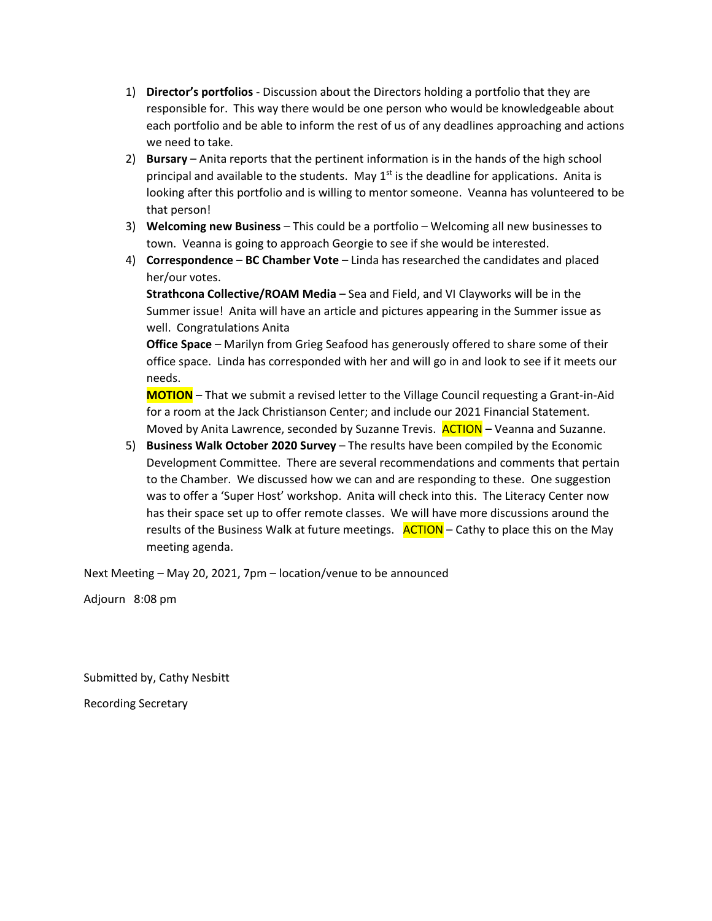1) **Director's portfolios** - Discussion about the Directors holding a portfolio that they are responsible for. This way there would be one person who would be knowledgeable about each portfolio and be able to inform the rest of us of any deadlines approaching and actions we need to take.
2) **Bursary** – Anita reports that the pertinent information is in the hands of the high school principal and available to the students. May 1st is the deadline for applications. Anita is looking after this portfolio and is willing to mentor someone. Veanna has volunteered to be that person!
3) **Welcoming new Business** – This could be a portfolio – Welcoming all new businesses to town. Veanna is going to approach Georgie to see if she would be interested.
4) **Correspondence** – **BC Chamber Vote** – Linda has researched the candidates and placed her/our votes.

   **Strathcona Collective/ROAM Media** – Sea and Field, and VI Clayworks will be in the Summer issue! Anita will have an article and pictures appearing in the Summer issue as well. Congratulations Anita

   **Office Space** – Marilyn from Grieg Seafood has generously offered to share some of their office space. Linda has corresponded with her and will go in and look to see if it meets our needs.

   **MOTION** – That we submit a revised letter to the Village Council requesting a Grant-in-Aid for a room at the Jack Christianson Center; and include our 2021 Financial Statement. Moved by Anita Lawrence, seconded by Suzanne Trevis. ACTION – Veanna and Suzanne.
5) **Business Walk October 2020 Survey** – The results have been compiled by the Economic Development Committee. There are several recommendations and comments that pertain to the Chamber. We discussed how we can and are responding to these. One suggestion was to offer a 'Super Host' workshop. Anita will check into this. The Literacy Center now has their space set up to offer remote classes. We will have more discussions around the results of the Business Walk at future meetings. ACTION – Cathy to place this on the May meeting agenda.

Next Meeting – May 20, 2021, 7pm – location/venue to be announced

Adjourn 8:08 pm

Submitted by, Cathy Nesbitt

Recording Secretary